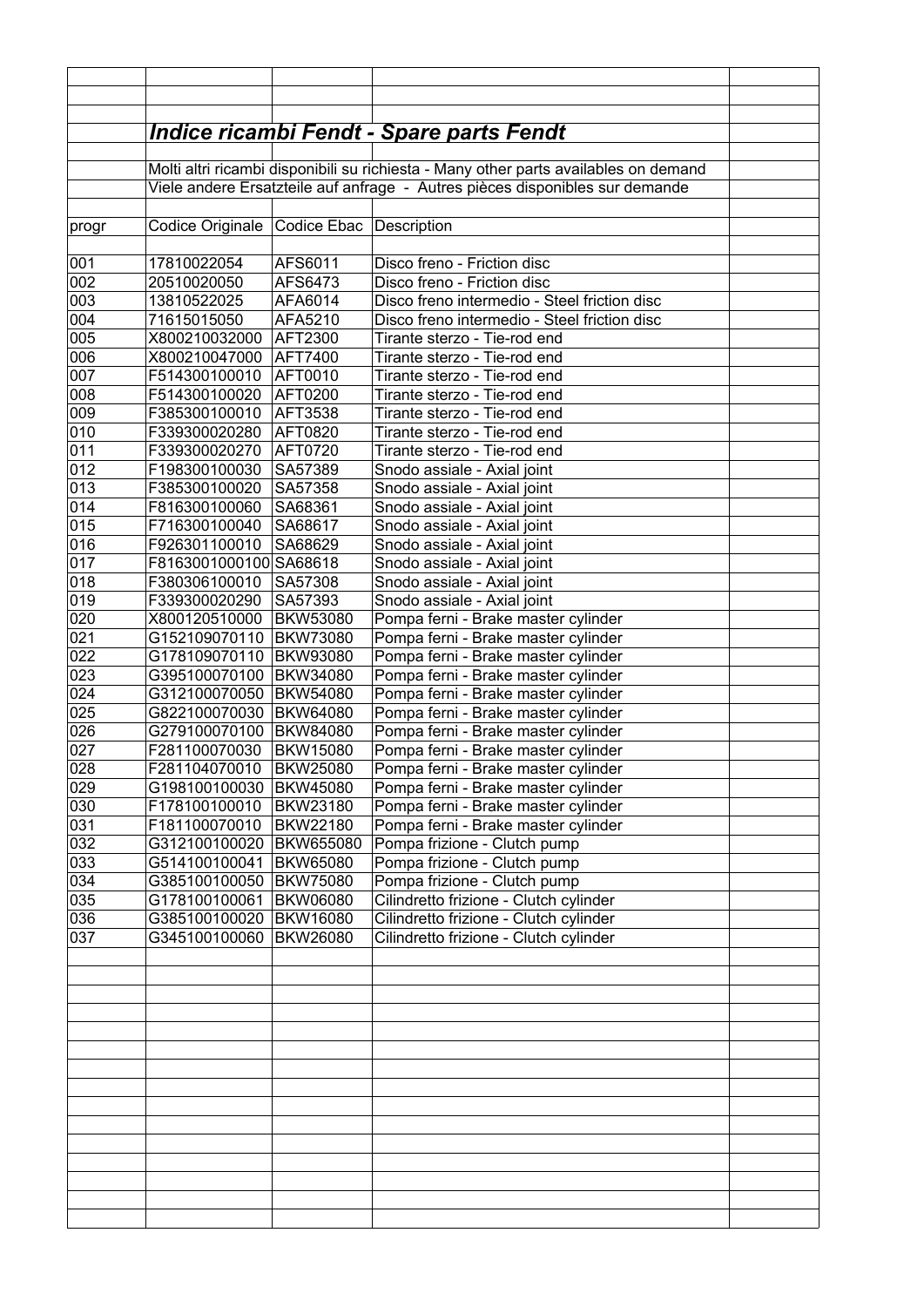## *Indice ricambi Fendt - Spare parts Fendt*

Molti altri ricambi disponibili su richiesta - Many other parts availables on demand

Viele andere Ersatzteile auf anfrage - Autres pièces disponibles sur demande

| progr | Codice Originale | Codice Ebac | Description |
|---|---|---|---|
| 001 | 17810022054 | AFS6011 | Disco freno - Friction disc |
| 002 | 20510020050 | AFS6473 | Disco freno - Friction disc |
| 003 | 13810522025 | AFA6014 | Disco freno intermedio - Steel friction disc |
| 004 | 71615015050 | AFA5210 | Disco freno intermedio - Steel friction disc |
| 005 | X800210032000 | AFT2300 | Tirante sterzo - Tie-rod end |
| 006 | X800210047000 | AFT7400 | Tirante sterzo - Tie-rod end |
| 007 | F514300100010 | AFT0010 | Tirante sterzo - Tie-rod end |
| 008 | F514300100020 | AFT0200 | Tirante sterzo - Tie-rod end |
| 009 | F385300100010 | AFT3538 | Tirante sterzo - Tie-rod end |
| 010 | F339300020280 | AFT0820 | Tirante sterzo - Tie-rod end |
| 011 | F339300020270 | AFT0720 | Tirante sterzo - Tie-rod end |
| 012 | F198300100030 | SA57389 | Snodo assiale - Axial joint |
| 013 | F385300100020 | SA57358 | Snodo assiale - Axial joint |
| 014 | F816300100060 | SA68361 | Snodo assiale - Axial joint |
| 015 | F716300100040 | SA68617 | Snodo assiale - Axial joint |
| 016 | F926301100010 | SA68629 | Snodo assiale - Axial joint |
| 017 | F8163001000100 | SA68618 | Snodo assiale - Axial joint |
| 018 | F380306100010 | SA57308 | Snodo assiale - Axial joint |
| 019 | F339300020290 | SA57393 | Snodo assiale - Axial joint |
| 020 | X800120510000 | BKW53080 | Pompa ferni - Brake master cylinder |
| 021 | G152109070110 | BKW73080 | Pompa ferni - Brake master cylinder |
| 022 | G178109070110 | BKW93080 | Pompa ferni - Brake master cylinder |
| 023 | G395100070100 | BKW34080 | Pompa ferni - Brake master cylinder |
| 024 | G312100070050 | BKW54080 | Pompa ferni - Brake master cylinder |
| 025 | G822100070030 | BKW64080 | Pompa ferni - Brake master cylinder |
| 026 | G279100070100 | BKW84080 | Pompa ferni - Brake master cylinder |
| 027 | F281100070030 | BKW15080 | Pompa ferni - Brake master cylinder |
| 028 | F281104070010 | BKW25080 | Pompa ferni - Brake master cylinder |
| 029 | G198100100030 | BKW45080 | Pompa ferni - Brake master cylinder |
| 030 | F178100100010 | BKW23180 | Pompa ferni - Brake master cylinder |
| 031 | F181100070010 | BKW22180 | Pompa ferni - Brake master cylinder |
| 032 | G312100100020 | BKW655080 | Pompa frizione - Clutch pump |
| 033 | G514100100041 | BKW65080 | Pompa frizione - Clutch pump |
| 034 | G385100100050 | BKW75080 | Pompa frizione - Clutch pump |
| 035 | G178100100061 | BKW06080 | Cilindretto frizione - Clutch cylinder |
| 036 | G385100100020 | BKW16080 | Cilindretto frizione - Clutch cylinder |
| 037 | G345100100060 | BKW26080 | Cilindretto frizione - Clutch cylinder |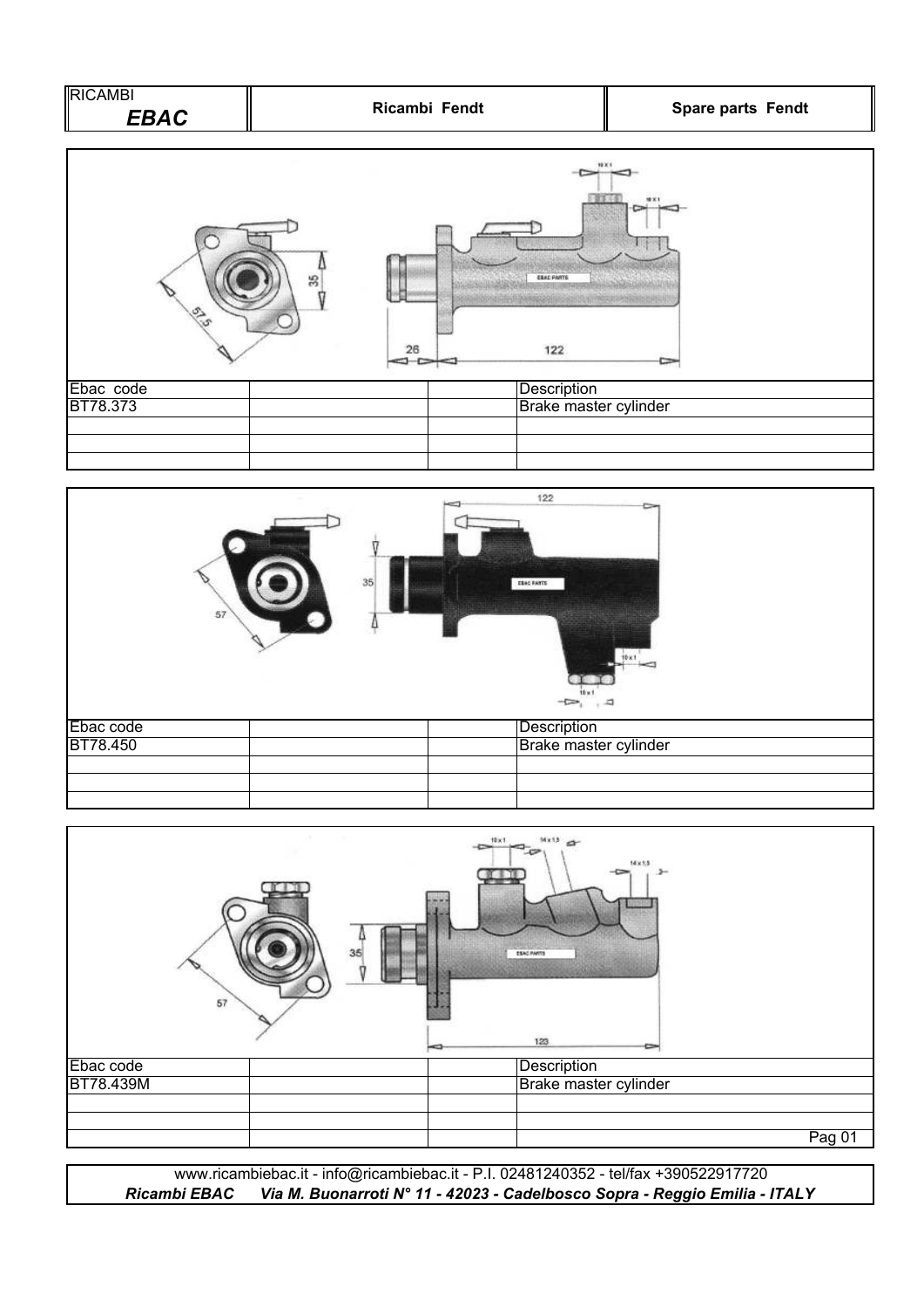| RICAMBI *EBAC* | **Ricambi Fendt** | **Spare parts Fendt** |
|---|---|---|

10 x 1
10 x 1
35
57,5
26
122
EBAC PARTS

| Ebac code | | | Description |
|---|---|---|---|
| BT78.373 | | | Brake master cylinder |
| | | | |
| | | | |
| | | | |

122
35
57
EBAC PARTS
10 x 1
10 x 1

| Ebac code | | | Description |
|---|---|---|---|
| BT78.450 | | | Brake master cylinder |
| | | | |
| | | | |
| | | | |

10 x 1
14 x 1,5
14 x 1,5
35
57
123
EBAC PARTS

| Ebac code | | | Description |
|---|---|---|---|
| BT78.439M | | | Brake master cylinder |
| | | | |
| | | | |
| | | | |

www.ricambiebac.it - info@ricambiebac.it - P.I. 02481240352 - tel/fax +390522917720

***Ricambi EBAC Via M. Buonarroti N° 11 - 42023 - Cadelbosco Sopra - Reggio Emilia - ITALY***